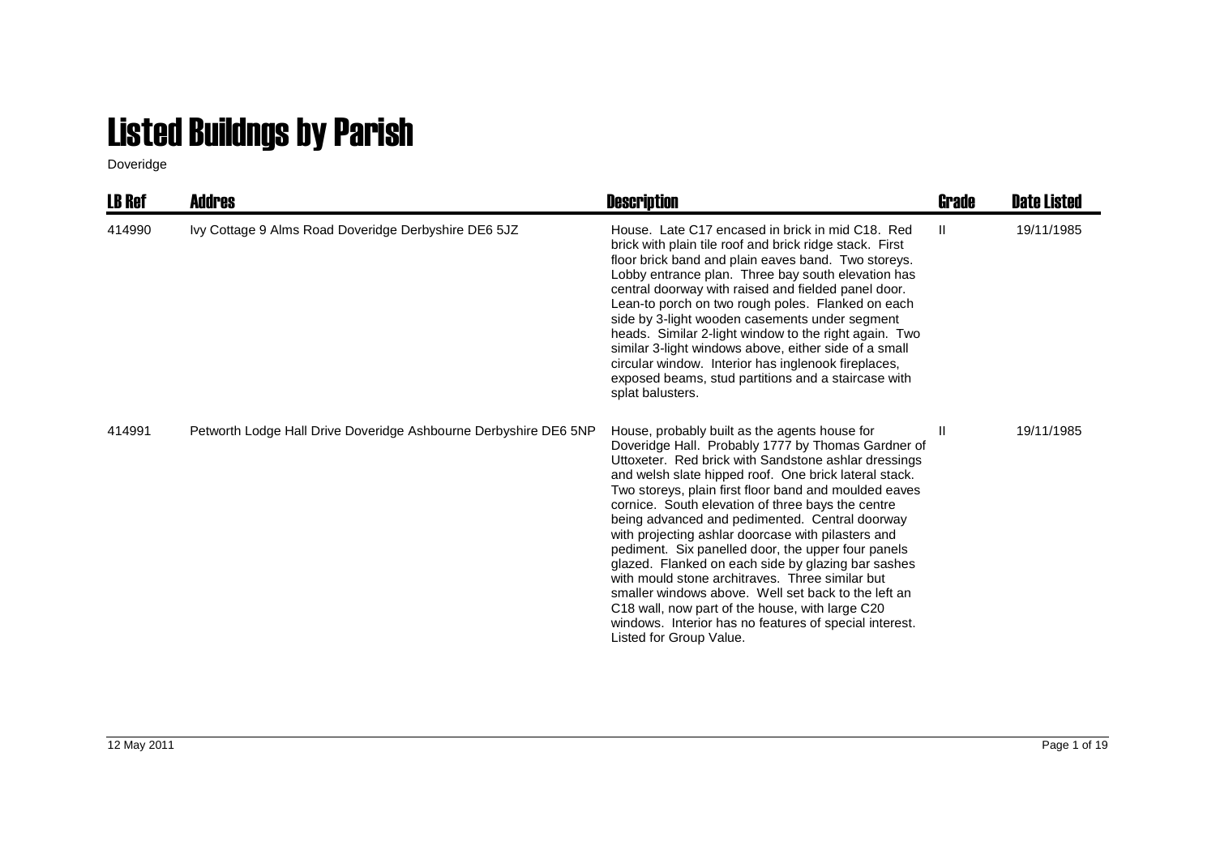# Listed Buildngs by Parish

Doveridge

| LB Ref | Addres | Description | Grade | Date Listed |
|---|---|---|---|---|
| 414990 | Ivy Cottage 9 Alms Road Doveridge Derbyshire DE6 5JZ | House. Late C17 encased in brick in mid C18. Red brick with plain tile roof and brick ridge stack. First floor brick band and plain eaves band. Two storeys. Lobby entrance plan. Three bay south elevation has central doorway with raised and fielded panel door. Lean-to porch on two rough poles. Flanked on each side by 3-light wooden casements under segment heads. Similar 2-light window to the right again. Two similar 3-light windows above, either side of a small circular window. Interior has inglenook fireplaces, exposed beams, stud partitions and a staircase with splat balusters. | II | 19/11/1985 |
| 414991 | Petworth Lodge Hall Drive Doveridge Ashbourne Derbyshire DE6 5NP | House, probably built as the agents house for Doveridge Hall. Probably 1777 by Thomas Gardner of Uttoxeter. Red brick with Sandstone ashlar dressings and welsh slate hipped roof. One brick lateral stack. Two storeys, plain first floor band and moulded eaves cornice. South elevation of three bays the centre being advanced and pedimented. Central doorway with projecting ashlar doorcase with pilasters and pediment. Six panelled door, the upper four panels glazed. Flanked on each side by glazing bar sashes with mould stone architraves. Three similar but smaller windows above. Well set back to the left an C18 wall, now part of the house, with large C20 windows. Interior has no features of special interest. Listed for Group Value. | II | 19/11/1985 |

12 May 2011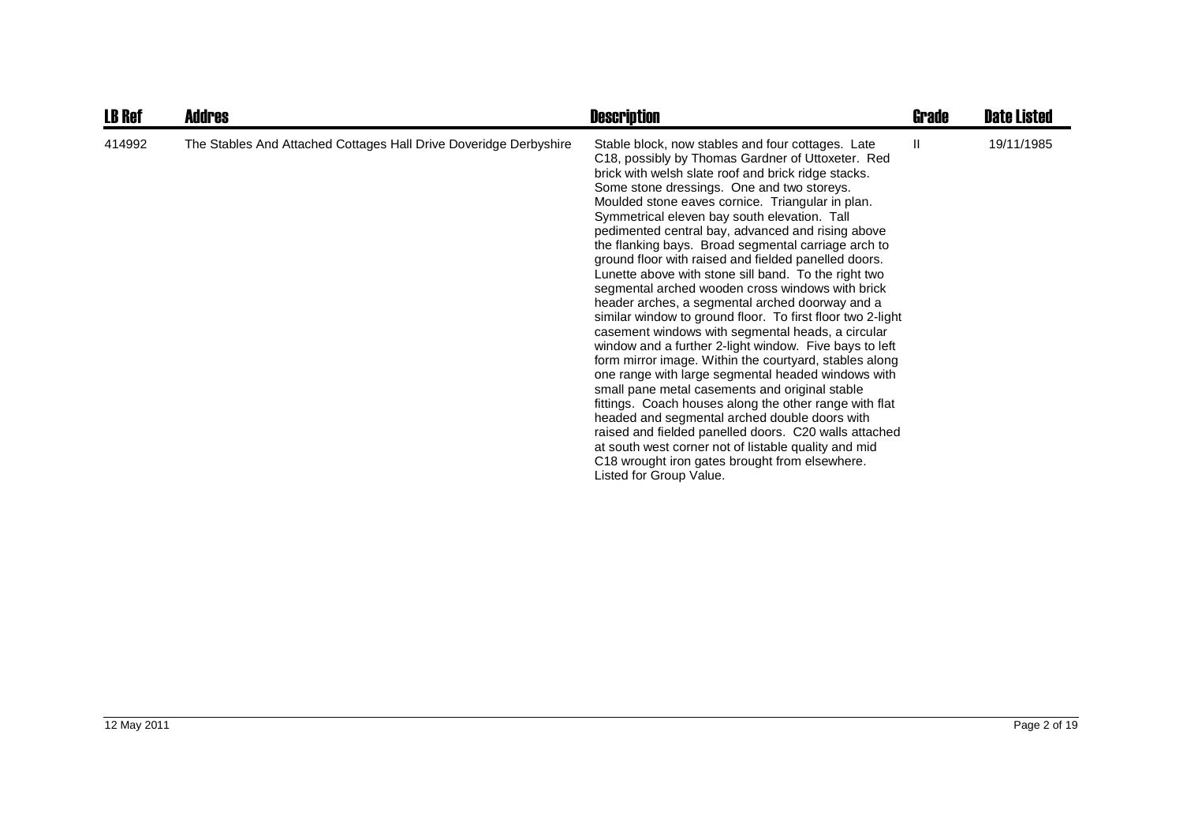| LB Ref | Addres | Description | Grade | Date Listed |
|---|---|---|---|---|
| 414992 | The Stables And Attached Cottages Hall Drive Doveridge Derbyshire | Stable block, now stables and four cottages. Late C18, possibly by Thomas Gardner of Uttoxeter. Red brick with welsh slate roof and brick ridge stacks. Some stone dressings. One and two storeys. Moulded stone eaves cornice. Triangular in plan. Symmetrical eleven bay south elevation. Tall pedimented central bay, advanced and rising above the flanking bays. Broad segmental carriage arch to ground floor with raised and fielded panelled doors. Lunette above with stone sill band. To the right two segmental arched wooden cross windows with brick header arches, a segmental arched doorway and a similar window to ground floor. To first floor two 2-light casement windows with segmental heads, a circular window and a further 2-light window. Five bays to left form mirror image. Within the courtyard, stables along one range with large segmental headed windows with small pane metal casements and original stable fittings. Coach houses along the other range with flat headed and segmental arched double doors with raised and fielded panelled doors. C20 walls attached at south west corner not of listable quality and mid C18 wrought iron gates brought from elsewhere. Listed for Group Value. | II | 19/11/1985 |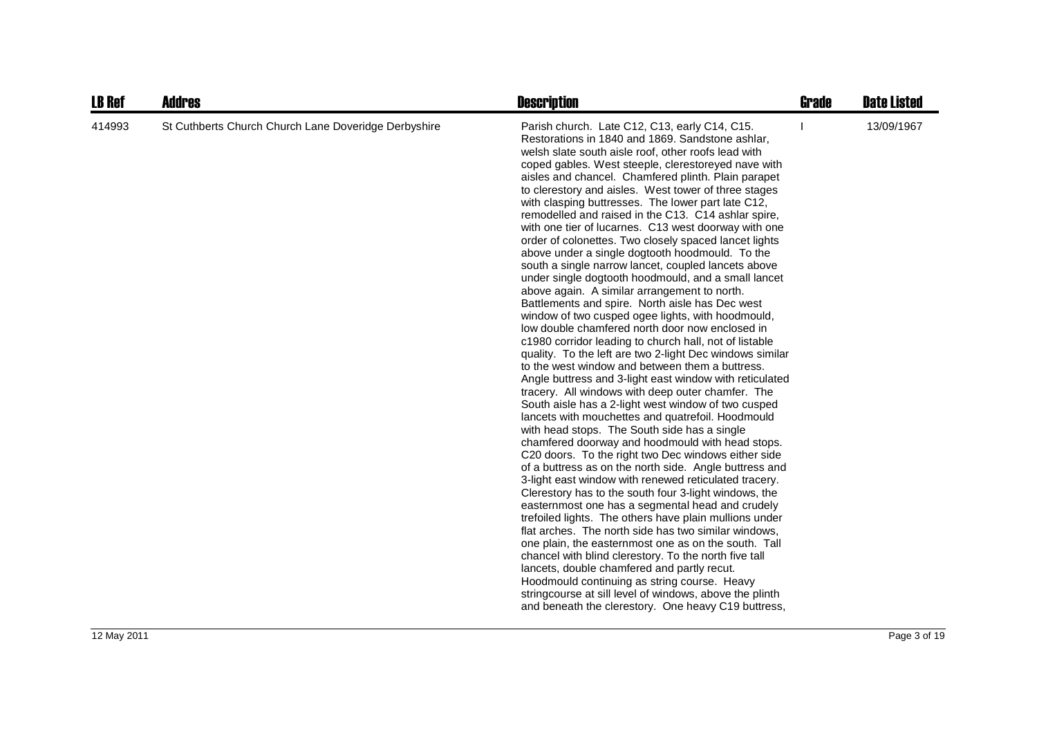| LB Ref | Addres | Description | Grade | Date Listed |
|---|---|---|---|---|
| 414993 | St Cuthberts Church Church Lane Doveridge Derbyshire | Parish church. Late C12, C13, early C14, C15. Restorations in 1840 and 1869. Sandstone ashlar, welsh slate south aisle roof, other roofs lead with coped gables. West steeple, clerestoreyed nave with aisles and chancel. Chamfered plinth. Plain parapet to clerestory and aisles. West tower of three stages with clasping buttresses. The lower part late C12, remodelled and raised in the C13. C14 ashlar spire, with one tier of lucarnes. C13 west doorway with one order of colonettes. Two closely spaced lancet lights above under a single dogtooth hoodmould. To the south a single narrow lancet, coupled lancets above under single dogtooth hoodmould, and a small lancet above again. A similar arrangement to north. Battlements and spire. North aisle has Dec west window of two cusped ogee lights, with hoodmould, low double chamfered north door now enclosed in c1980 corridor leading to church hall, not of listable quality. To the left are two 2-light Dec windows similar to the west window and between them a buttress. Angle buttress and 3-light east window with reticulated tracery. All windows with deep outer chamfer. The South aisle has a 2-light west window of two cusped lancets with mouchettes and quatrefoil. Hoodmould with head stops. The South side has a single chamfered doorway and hoodmould with head stops. C20 doors. To the right two Dec windows either side of a buttress as on the north side. Angle buttress and 3-light east window with renewed reticulated tracery. Clerestory has to the south four 3-light windows, the easternmost one has a segmental head and crudely trefoiled lights. The others have plain mullions under flat arches. The north side has two similar windows, one plain, the easternmost one as on the south. Tall chancel with blind clerestory. To the north five tall lancets, double chamfered and partly recut. Hoodmould continuing as string course. Heavy stringcourse at sill level of windows, above the plinth and beneath the clerestory. One heavy C19 buttress, | I | 13/09/1967 |

12 May 2011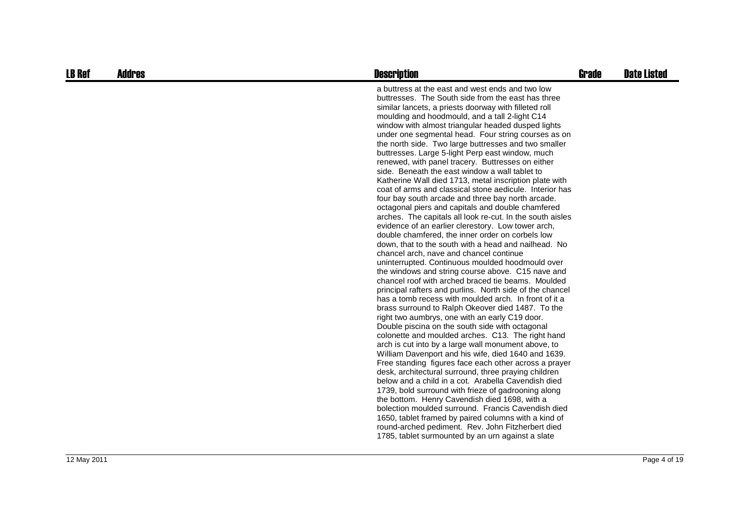| LB Ref | Addres | Description | Grade | Date Listed |
|---|---|---|---|---|
| | | a buttress at the east and west ends and two low buttresses. The South side from the east has three similar lancets, a priests doorway with filleted roll moulding and hoodmould, and a tall 2-light C14 window with almost triangular headed dusped lights under one segmental head. Four string courses as on the north side. Two large buttresses and two smaller buttresses. Large 5-light Perp east window, much renewed, with panel tracery. Buttresses on either side. Beneath the east window a wall tablet to Katherine Wall died 1713, metal inscription plate with coat of arms and classical stone aedicule. Interior has four bay south arcade and three bay north arcade. octagonal piers and capitals and double chamfered arches. The capitals all look re-cut. In the south aisles evidence of an earlier clerestory. Low tower arch, double chamfered, the inner order on corbels low down, that to the south with a head and nailhead. No chancel arch, nave and chancel continue uninterrupted. Continuous moulded hoodmould over the windows and string course above. C15 nave and chancel roof with arched braced tie beams. Moulded principal rafters and purlins. North side of the chancel has a tomb recess with moulded arch. In front of it a brass surround to Ralph Okeover died 1487. To the right two aumbrys, one with an early C19 door. Double piscina on the south side with octagonal colonette and moulded arches. C13. The right hand arch is cut into by a large wall monument above, to William Davenport and his wife, died 1640 and 1639. Free standing figures face each other across a prayer desk, architectural surround, three praying children below and a child in a cot. Arabella Cavendish died 1739, bold surround with frieze of gadrooning along the bottom. Henry Cavendish died 1698, with a bolection moulded surround. Francis Cavendish died 1650, tablet framed by paired columns with a kind of round-arched pediment. Rev. John Fitzherbert died 1785, tablet surmounted by an urn against a slate | | |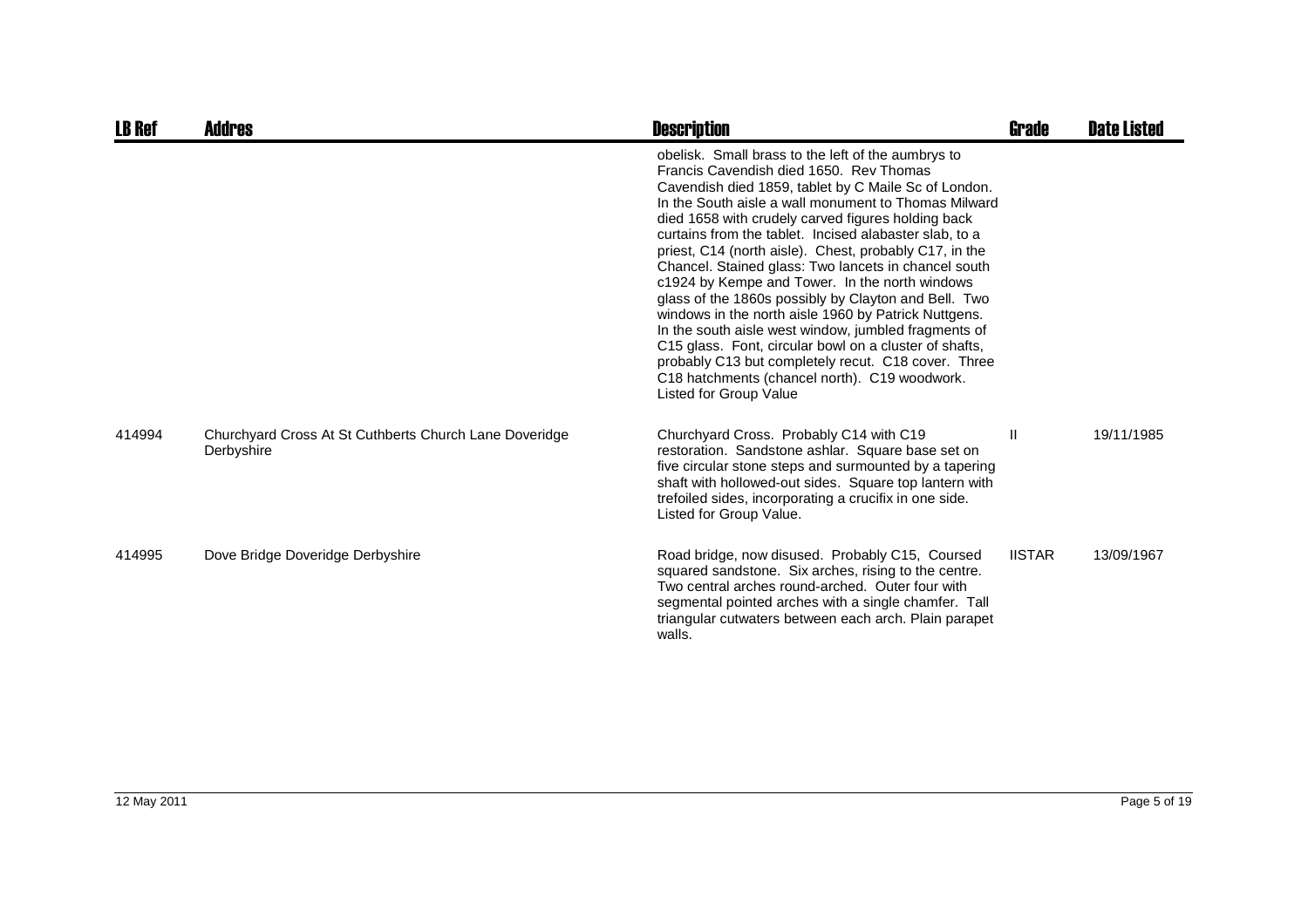| LB Ref | Addres | Description | Grade | Date Listed |
| --- | --- | --- | --- | --- |
| | | obelisk. Small brass to the left of the aumbrys to Francis Cavendish died 1650. Rev Thomas Cavendish died 1859, tablet by C Maile Sc of London. In the South aisle a wall monument to Thomas Milward died 1658 with crudely carved figures holding back curtains from the tablet. Incised alabaster slab, to a priest, C14 (north aisle). Chest, probably C17, in the Chancel. Stained glass: Two lancets in chancel south c1924 by Kempe and Tower. In the north windows glass of the 1860s possibly by Clayton and Bell. Two windows in the north aisle 1960 by Patrick Nuttgens. In the south aisle west window, jumbled fragments of C15 glass. Font, circular bowl on a cluster of shafts, probably C13 but completely recut. C18 cover. Three C18 hatchments (chancel north). C19 woodwork. Listed for Group Value | | |
| 414994 | Churchyard Cross At St Cuthberts Church Lane Doveridge Derbyshire | Churchyard Cross. Probably C14 with C19 restoration. Sandstone ashlar. Square base set on five circular stone steps and surmounted by a tapering shaft with hollowed-out sides. Square top lantern with trefoiled sides, incorporating a crucifix in one side. Listed for Group Value. | II | 19/11/1985 |
| 414995 | Dove Bridge Doveridge Derbyshire | Road bridge, now disused. Probably C15, Coursed squared sandstone. Six arches, rising to the centre. Two central arches round-arched. Outer four with segmental pointed arches with a single chamfer. Tall triangular cutwaters between each arch. Plain parapet walls. | IISTAR | 13/09/1967 |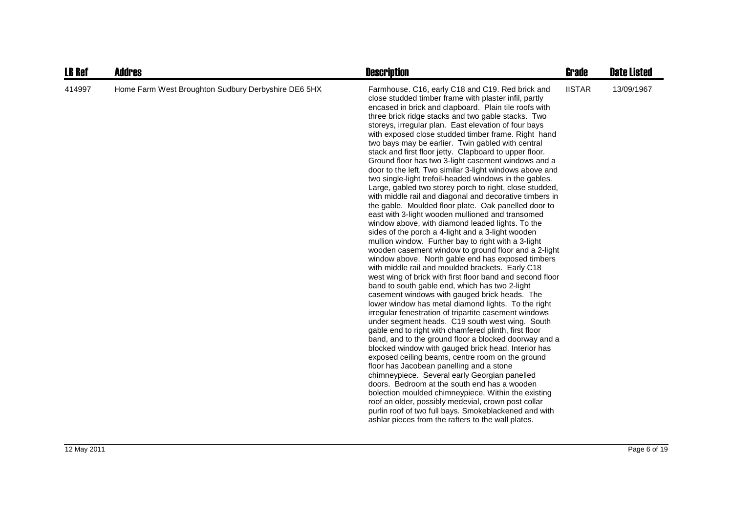| LB Ref | Addres | Description | Grade | Date Listed |
| --- | --- | --- | --- | --- |
| 414997 | Home Farm West Broughton Sudbury Derbyshire DE6 5HX | Farmhouse. C16, early C18 and C19. Red brick and close studded timber frame with plaster infil, partly encased in brick and clapboard. Plain tile roofs with three brick ridge stacks and two gable stacks. Two storeys, irregular plan. East elevation of four bays with exposed close studded timber frame. Right hand two bays may be earlier. Twin gabled with central stack and first floor jetty. Clapboard to upper floor. Ground floor has two 3-light casement windows and a door to the left. Two similar 3-light windows above and two single-light trefoil-headed windows in the gables. Large, gabled two storey porch to right, close studded, with middle rail and diagonal and decorative timbers in the gable. Moulded floor plate. Oak panelled door to east with 3-light wooden mullioned and transomed window above, with diamond leaded lights. To the sides of the porch a 4-light and a 3-light wooden mullion window. Further bay to right with a 3-light wooden casement window to ground floor and a 2-light window above. North gable end has exposed timbers with middle rail and moulded brackets. Early C18 west wing of brick with first floor band and second floor band to south gable end, which has two 2-light casement windows with gauged brick heads. The lower window has metal diamond lights. To the right irregular fenestration of tripartite casement windows under segment heads. C19 south west wing. South gable end to right with chamfered plinth, first floor band, and to the ground floor a blocked doorway and a blocked window with gauged brick head. Interior has exposed ceiling beams, centre room on the ground floor has Jacobean panelling and a stone chimneypiece. Several early Georgian panelled doors. Bedroom at the south end has a wooden bolection moulded chimneypiece. Within the existing roof an older, possibly medevial, crown post collar purlin roof of two full bays. Smokeblackened and with ashlar pieces from the rafters to the wall plates. | IISTAR | 13/09/1967 |

12 May 2011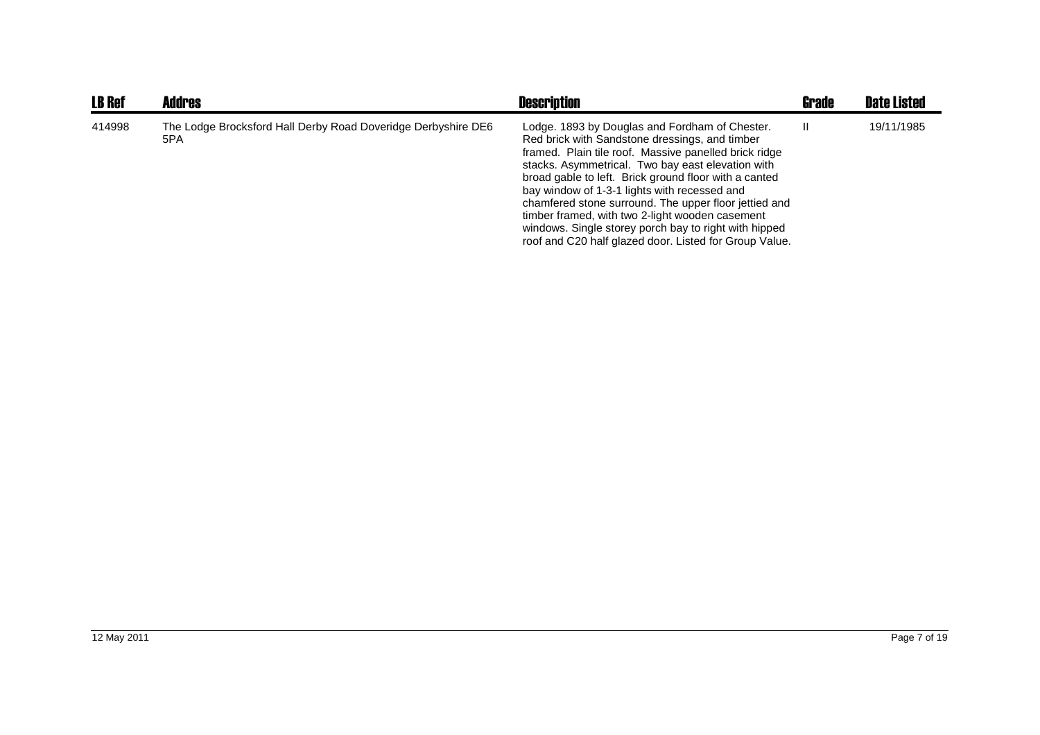| LB Ref | Addres | Description | Grade | Date Listed |
|---|---|---|---|---|
| 414998 | The Lodge Brocksford Hall Derby Road Doveridge Derbyshire DE6 5PA | Lodge. 1893 by Douglas and Fordham of Chester. Red brick with Sandstone dressings, and timber framed. Plain tile roof. Massive panelled brick ridge stacks. Asymmetrical. Two bay east elevation with broad gable to left. Brick ground floor with a canted bay window of 1-3-1 lights with recessed and chamfered stone surround. The upper floor jettied and timber framed, with two 2-light wooden casement windows. Single storey porch bay to right with hipped roof and C20 half glazed door. Listed for Group Value. | II | 19/11/1985 |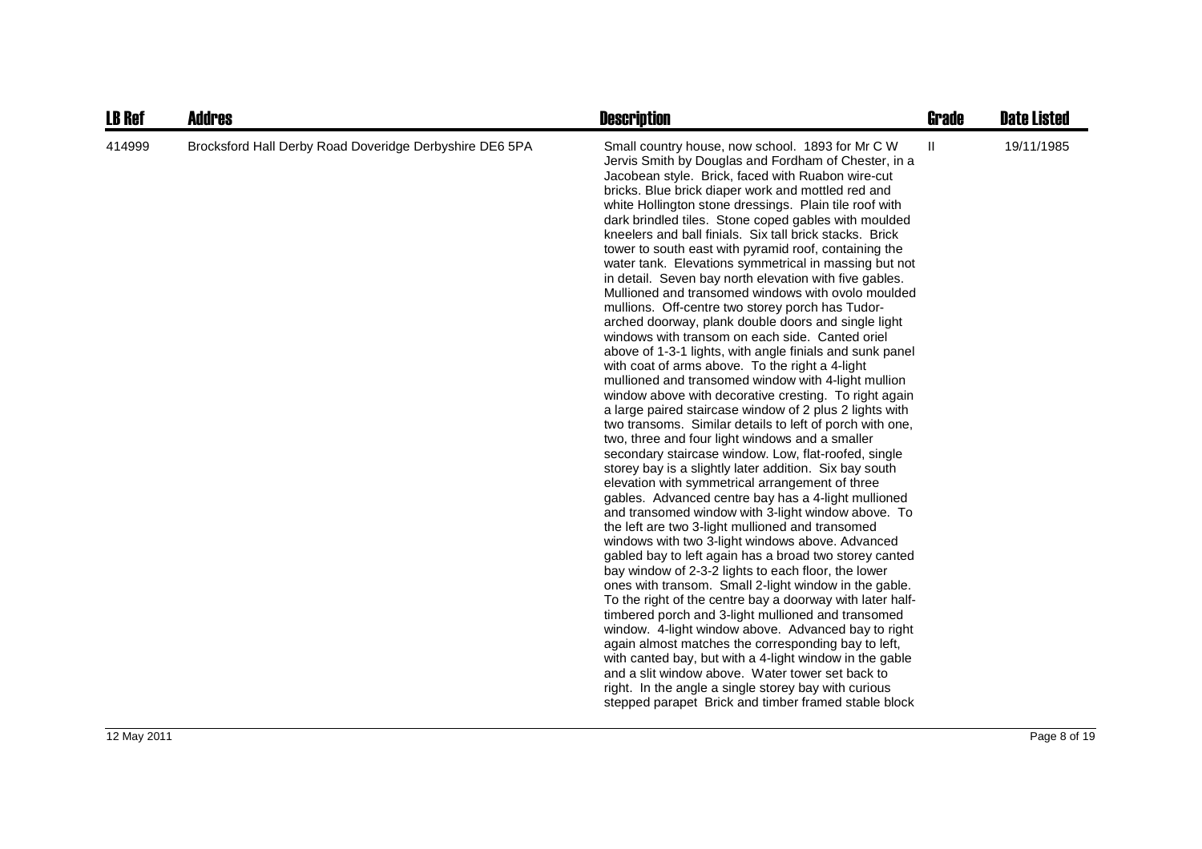| LB Ref | Addres | Description | Grade | Date Listed |
|---|---|---|---|---|
| 414999 | Brocksford Hall Derby Road Doveridge Derbyshire DE6 5PA | Small country house, now school. 1893 for Mr C W Jervis Smith by Douglas and Fordham of Chester, in a Jacobean style. Brick, faced with Ruabon wire-cut bricks. Blue brick diaper work and mottled red and white Hollington stone dressings. Plain tile roof with dark brindled tiles. Stone coped gables with moulded kneelers and ball finials. Six tall brick stacks. Brick tower to south east with pyramid roof, containing the water tank. Elevations symmetrical in massing but not in detail. Seven bay north elevation with five gables. Mullioned and transomed windows with ovolo moulded mullions. Off-centre two storey porch has Tudor-arched doorway, plank double doors and single light windows with transom on each side. Canted oriel above of 1-3-1 lights, with angle finials and sunk panel with coat of arms above. To the right a 4-light mullioned and transomed window with 4-light mullion window above with decorative cresting. To right again a large paired staircase window of 2 plus 2 lights with two transoms. Similar details to left of porch with one, two, three and four light windows and a smaller secondary staircase window. Low, flat-roofed, single storey bay is a slightly later addition. Six bay south elevation with symmetrical arrangement of three gables. Advanced centre bay has a 4-light mullioned and transomed window with 3-light window above. To the left are two 3-light mullioned and transomed windows with two 3-light windows above. Advanced gabled bay to left again has a broad two storey canted bay window of 2-3-2 lights to each floor, the lower ones with transom. Small 2-light window in the gable. To the right of the centre bay a doorway with later half-timbered porch and 3-light mullioned and transomed window. 4-light window above. Advanced bay to right again almost matches the corresponding bay to left, with canted bay, but with a 4-light window in the gable and a slit window above. Water tower set back to right. In the angle a single storey bay with curious stepped parapet Brick and timber framed stable block | II | 19/11/1985 |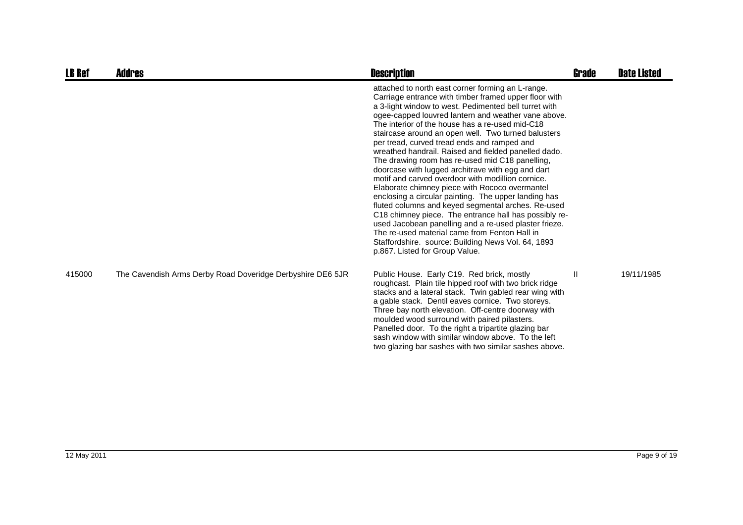| LB Ref | Addres | Description | Grade | Date Listed |
|---|---|---|---|---|
| | | attached to north east corner forming an L-range. Carriage entrance with timber framed upper floor with a 3-light window to west. Pedimented bell turret with ogee-capped louvred lantern and weather vane above. The interior of the house has a re-used mid-C18 staircase around an open well. Two turned balusters per tread, curved tread ends and ramped and wreathed handrail. Raised and fielded panelled dado. The drawing room has re-used mid C18 panelling, doorcase with lugged architrave with egg and dart motif and carved overdoor with modillion cornice. Elaborate chimney piece with Rococo overmantel enclosing a circular painting. The upper landing has fluted columns and keyed segmental arches. Re-used C18 chimney piece. The entrance hall has possibly re-used Jacobean panelling and a re-used plaster frieze. The re-used material came from Fenton Hall in Staffordshire. source: Building News Vol. 64, 1893 p.867. Listed for Group Value. | | |
| 415000 | The Cavendish Arms Derby Road Doveridge Derbyshire DE6 5JR | Public House. Early C19. Red brick, mostly roughcast. Plain tile hipped roof with two brick ridge stacks and a lateral stack. Twin gabled rear wing with a gable stack. Dentil eaves cornice. Two storeys. Three bay north elevation. Off-centre doorway with moulded wood surround with paired pilasters. Panelled door. To the right a tripartite glazing bar sash window with similar window above. To the left two glazing bar sashes with two similar sashes above. | II | 19/11/1985 |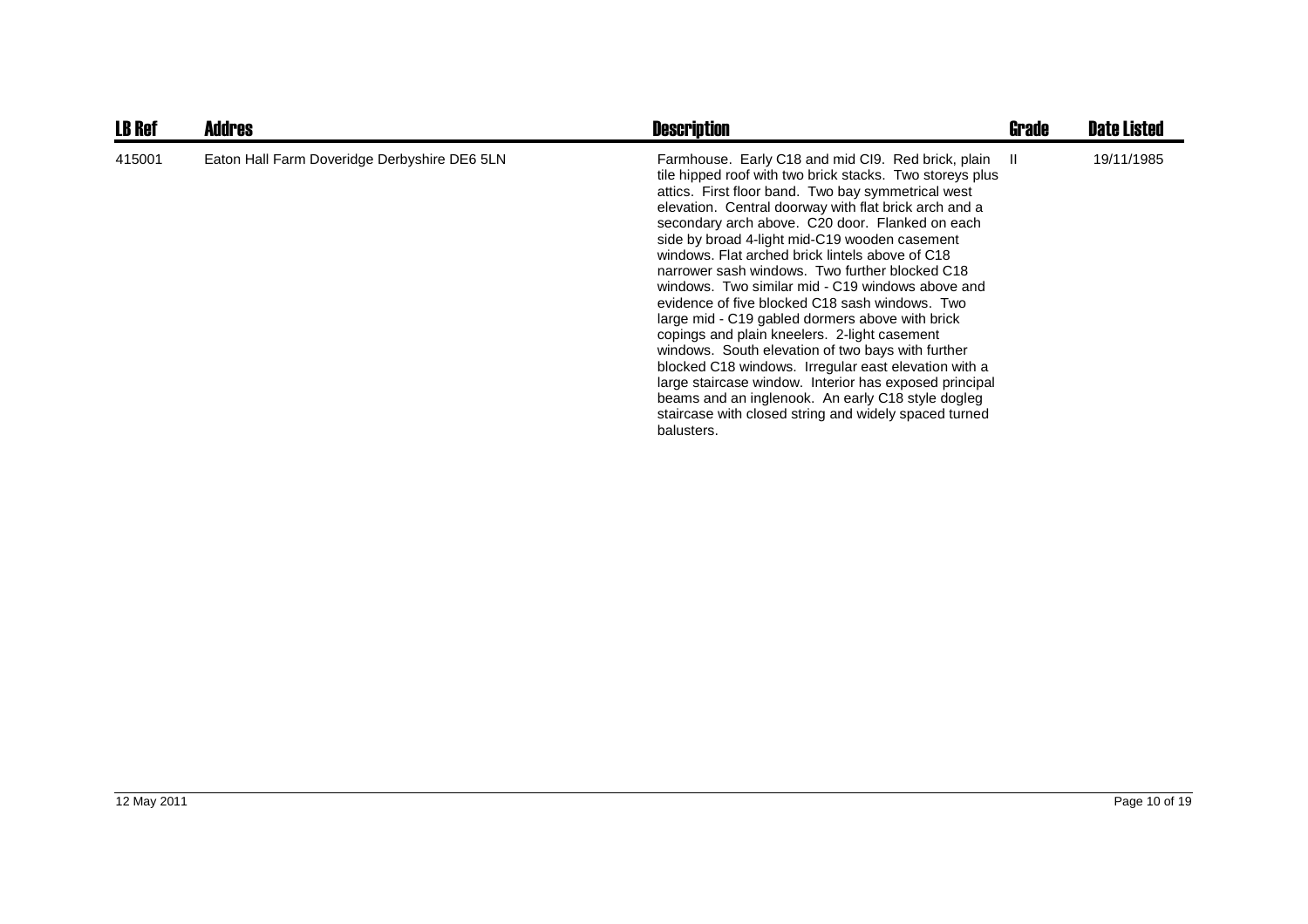| LB Ref | Addres | Description | Grade | Date Listed |
|---|---|---|---|---|
| 415001 | Eaton Hall Farm Doveridge Derbyshire DE6 5LN | Farmhouse. Early C18 and mid CI9. Red brick, plain tile hipped roof with two brick stacks. Two storeys plus attics. First floor band. Two bay symmetrical west elevation. Central doorway with flat brick arch and a secondary arch above. C20 door. Flanked on each side by broad 4-light mid-C19 wooden casement windows. Flat arched brick lintels above of C18 narrower sash windows. Two further blocked C18 windows. Two similar mid - C19 windows above and evidence of five blocked C18 sash windows. Two large mid - C19 gabled dormers above with brick copings and plain kneelers. 2-light casement windows. South elevation of two bays with further blocked C18 windows. Irregular east elevation with a large staircase window. Interior has exposed principal beams and an inglenook. An early C18 style dogleg staircase with closed string and widely spaced turned balusters. | II | 19/11/1985 |

12 May 2011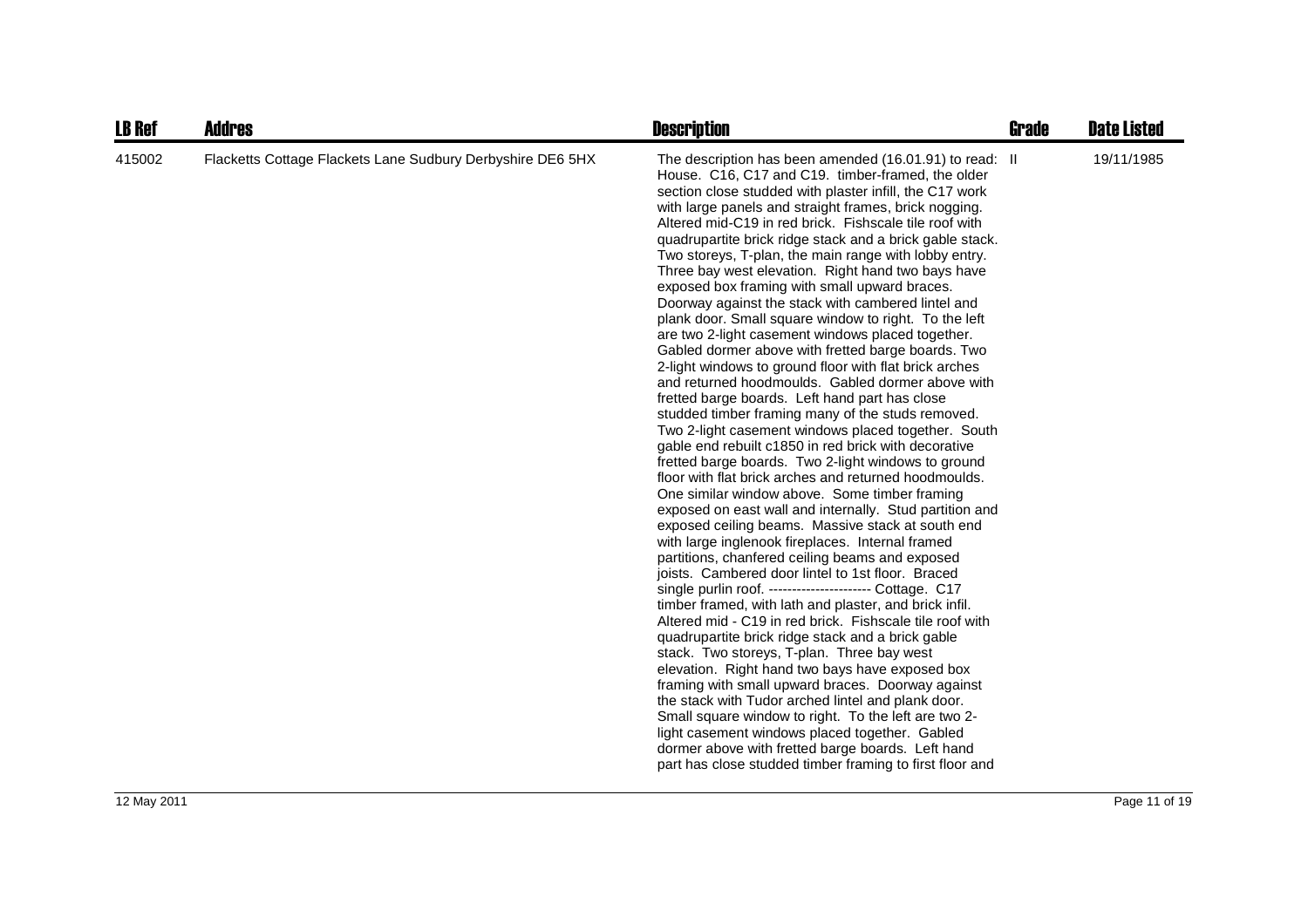| LB Ref | Addres | Description | Grade | Date Listed |
| --- | --- | --- | --- | --- |
| 415002 | Flacketts Cottage Flackets Lane Sudbury Derbyshire DE6 5HX | The description has been amended (16.01.91) to read: House. C16, C17 and C19. timber-framed, the older section close studded with plaster infill, the C17 work with large panels and straight frames, brick nogging. Altered mid-C19 in red brick. Fishscale tile roof with quadrupartite brick ridge stack and a brick gable stack. Two storeys, T-plan, the main range with lobby entry. Three bay west elevation. Right hand two bays have exposed box framing with small upward braces. Doorway against the stack with cambered lintel and plank door. Small square window to right. To the left are two 2-light casement windows placed together. Gabled dormer above with fretted barge boards. Two 2-light windows to ground floor with flat brick arches and returned hoodmoulds. Gabled dormer above with fretted barge boards. Left hand part has close studded timber framing many of the studs removed. Two 2-light casement windows placed together. South gable end rebuilt c1850 in red brick with decorative fretted barge boards. Two 2-light windows to ground floor with flat brick arches and returned hoodmoulds. One similar window above. Some timber framing exposed on east wall and internally. Stud partition and exposed ceiling beams. Massive stack at south end with large inglenook fireplaces. Internal framed partitions, chanfered ceiling beams and exposed joists. Cambered door lintel to 1st floor. Braced single purlin roof. ---------------------- Cottage. C17 timber framed, with lath and plaster, and brick infil. Altered mid - C19 in red brick. Fishscale tile roof with quadrupartite brick ridge stack and a brick gable stack. Two storeys, T-plan. Three bay west elevation. Right hand two bays have exposed box framing with small upward braces. Doorway against the stack with Tudor arched lintel and plank door. Small square window to right. To the left are two 2-light casement windows placed together. Gabled dormer above with fretted barge boards. Left hand part has close studded timber framing to first floor and | II | 19/11/1985 |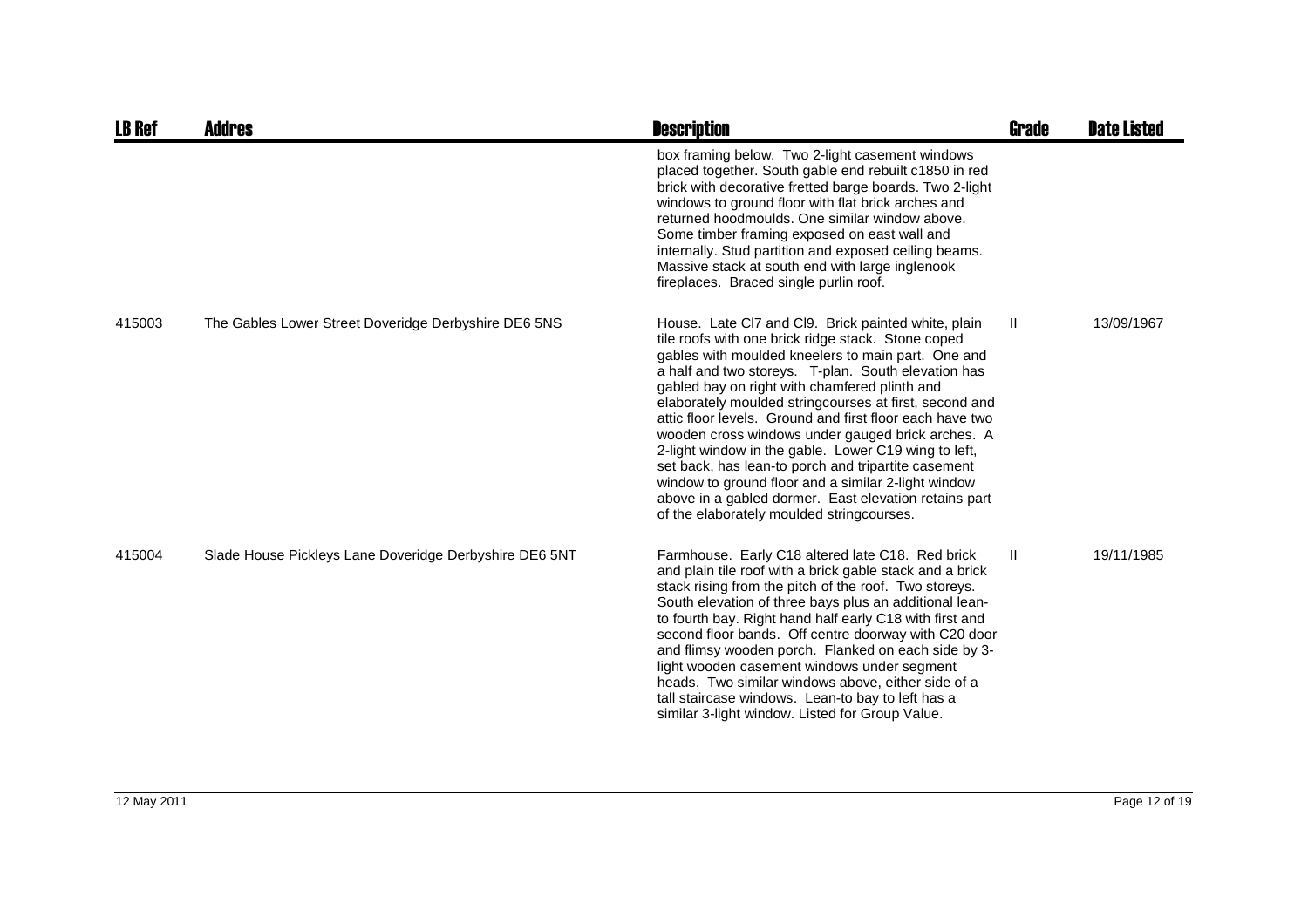| LB Ref | Addres | Description | Grade | Date Listed |
|---|---|---|---|---|
| | | box framing below. Two 2-light casement windows placed together. South gable end rebuilt c1850 in red brick with decorative fretted barge boards. Two 2-light windows to ground floor with flat brick arches and returned hoodmoulds. One similar window above. Some timber framing exposed on east wall and internally. Stud partition and exposed ceiling beams. Massive stack at south end with large inglenook fireplaces. Braced single purlin roof. | | |
| 415003 | The Gables Lower Street Doveridge Derbyshire DE6 5NS | House. Late Cl7 and Cl9. Brick painted white, plain tile roofs with one brick ridge stack. Stone coped gables with moulded kneelers to main part. One and a half and two storeys. T-plan. South elevation has gabled bay on right with chamfered plinth and elaborately moulded stringcourses at first, second and attic floor levels. Ground and first floor each have two wooden cross windows under gauged brick arches. A 2-light window in the gable. Lower C19 wing to left, set back, has lean-to porch and tripartite casement window to ground floor and a similar 2-light window above in a gabled dormer. East elevation retains part of the elaborately moulded stringcourses. | II | 13/09/1967 |
| 415004 | Slade House Pickleys Lane Doveridge Derbyshire DE6 5NT | Farmhouse. Early C18 altered late C18. Red brick and plain tile roof with a brick gable stack and a brick stack rising from the pitch of the roof. Two storeys. South elevation of three bays plus an additional lean-to fourth bay. Right hand half early C18 with first and second floor bands. Off centre doorway with C20 door and flimsy wooden porch. Flanked on each side by 3-light wooden casement windows under segment heads. Two similar windows above, either side of a tall staircase windows. Lean-to bay to left has a similar 3-light window. Listed for Group Value. | II | 19/11/1985 |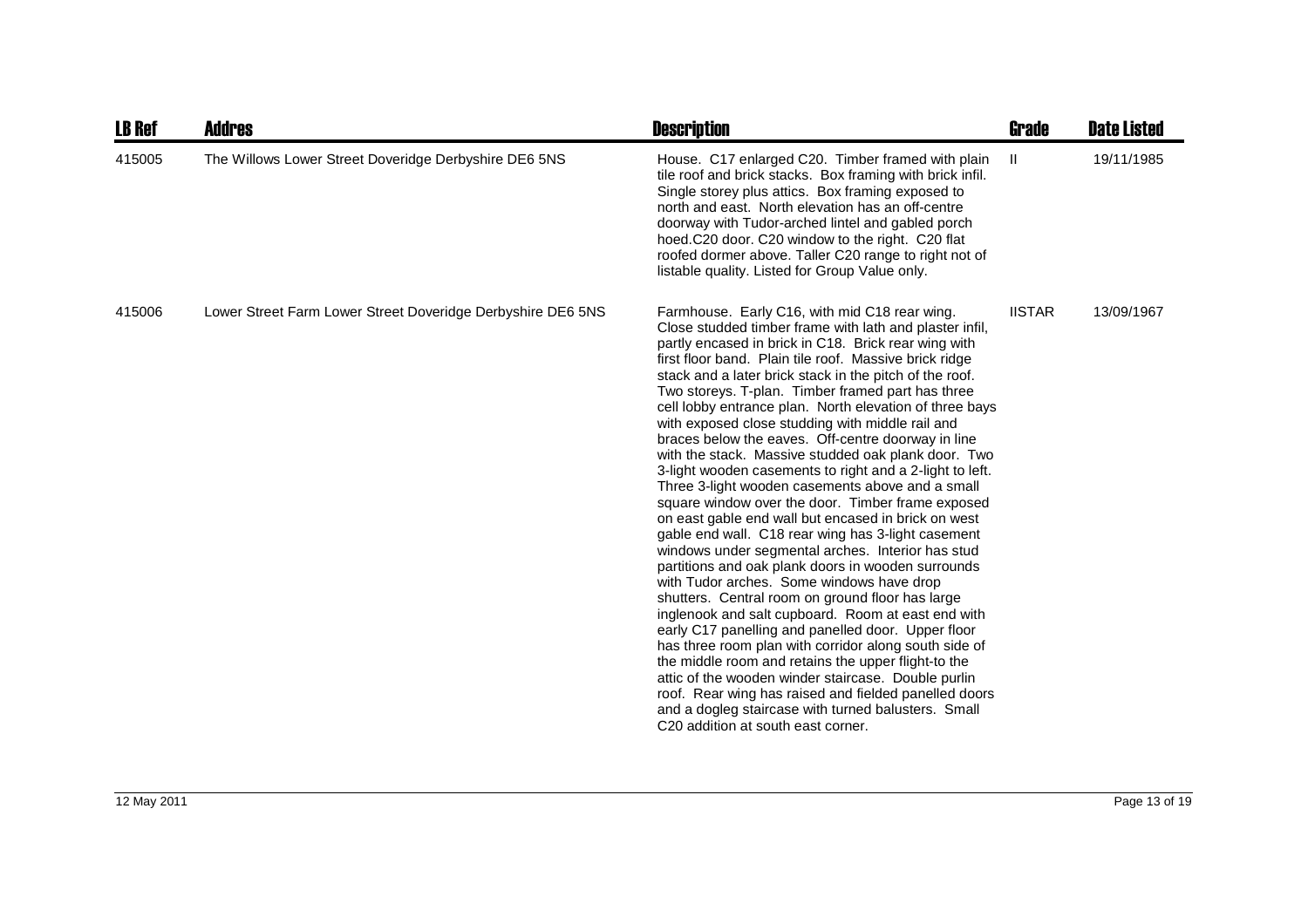| LB Ref | Addres | Description | Grade | Date Listed |
| --- | --- | --- | --- | --- |
| 415005 | The Willows Lower Street Doveridge Derbyshire DE6 5NS | House. C17 enlarged C20. Timber framed with plain tile roof and brick stacks. Box framing with brick infil. Single storey plus attics. Box framing exposed to north and east. North elevation has an off-centre doorway with Tudor-arched lintel and gabled porch hoed.C20 door. C20 window to the right. C20 flat roofed dormer above. Taller C20 range to right not of listable quality. Listed for Group Value only. | II | 19/11/1985 |
| 415006 | Lower Street Farm Lower Street Doveridge Derbyshire DE6 5NS | Farmhouse. Early C16, with mid C18 rear wing. Close studded timber frame with lath and plaster infil, partly encased in brick in C18. Brick rear wing with first floor band. Plain tile roof. Massive brick ridge stack and a later brick stack in the pitch of the roof. Two storeys. T-plan. Timber framed part has three cell lobby entrance plan. North elevation of three bays with exposed close studding with middle rail and braces below the eaves. Off-centre doorway in line with the stack. Massive studded oak plank door. Two 3-light wooden casements to right and a 2-light to left. Three 3-light wooden casements above and a small square window over the door. Timber frame exposed on east gable end wall but encased in brick on west gable end wall. C18 rear wing has 3-light casement windows under segmental arches. Interior has stud partitions and oak plank doors in wooden surrounds with Tudor arches. Some windows have drop shutters. Central room on ground floor has large inglenook and salt cupboard. Room at east end with early C17 panelling and panelled door. Upper floor has three room plan with corridor along south side of the middle room and retains the upper flight-to the attic of the wooden winder staircase. Double purlin roof. Rear wing has raised and fielded panelled doors and a dogleg staircase with turned balusters. Small C20 addition at south east corner. | IISTAR | 13/09/1967 |

12 May 2011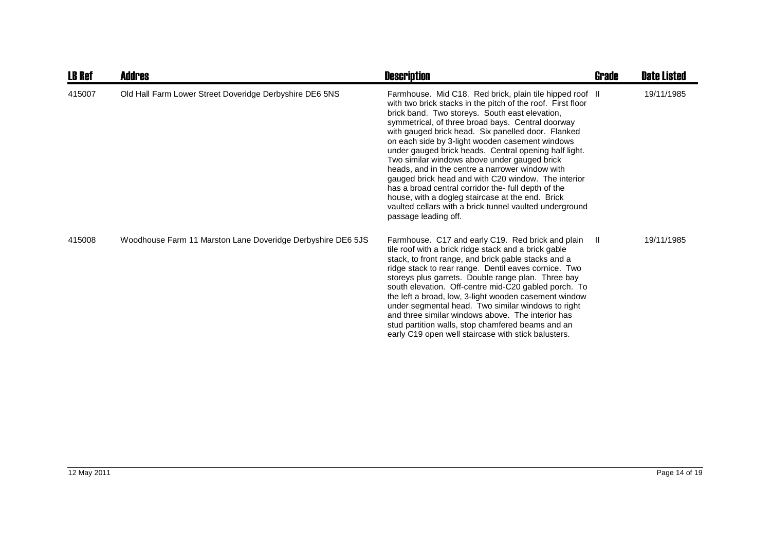| LB Ref | Addres | Description | Grade | Date Listed |
|---|---|---|---|---|
| 415007 | Old Hall Farm Lower Street Doveridge Derbyshire DE6 5NS | Farmhouse. Mid C18. Red brick, plain tile hipped roof with two brick stacks in the pitch of the roof. First floor brick band. Two storeys. South east elevation, symmetrical, of three broad bays. Central doorway with gauged brick head. Six panelled door. Flanked on each side by 3-light wooden casement windows under gauged brick heads. Central opening half light. Two similar windows above under gauged brick heads, and in the centre a narrower window with gauged brick head and with C20 window. The interior has a broad central corridor the- full depth of the house, with a dogleg staircase at the end. Brick vaulted cellars with a brick tunnel vaulted underground passage leading off. | II | 19/11/1985 |
| 415008 | Woodhouse Farm 11 Marston Lane Doveridge Derbyshire DE6 5JS | Farmhouse. C17 and early C19. Red brick and plain tile roof with a brick ridge stack and a brick gable stack, to front range, and brick gable stacks and a ridge stack to rear range. Dentil eaves cornice. Two storeys plus garrets. Double range plan. Three bay south elevation. Off-centre mid-C20 gabled porch. To the left a broad, low, 3-light wooden casement window under segmental head. Two similar windows to right and three similar windows above. The interior has stud partition walls, stop chamfered beams and an early C19 open well staircase with stick balusters. | II | 19/11/1985 |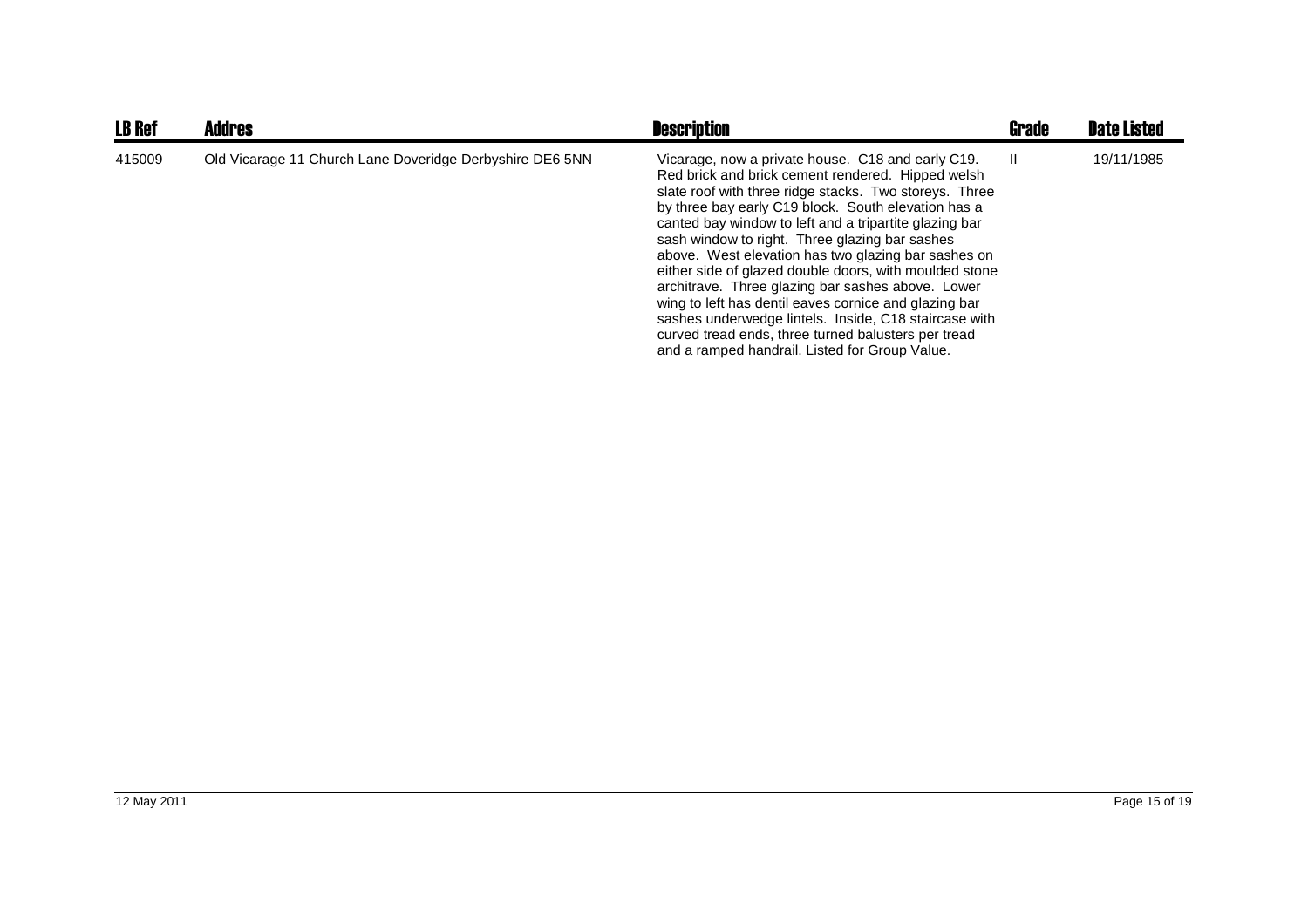| LB Ref | Addres | Description | Grade | Date Listed |
|---|---|---|---|---|
| 415009 | Old Vicarage 11 Church Lane Doveridge Derbyshire DE6 5NN | Vicarage, now a private house. C18 and early C19. Red brick and brick cement rendered. Hipped welsh slate roof with three ridge stacks. Two storeys. Three by three bay early C19 block. South elevation has a canted bay window to left and a tripartite glazing bar sash window to right. Three glazing bar sashes above. West elevation has two glazing bar sashes on either side of glazed double doors, with moulded stone architrave. Three glazing bar sashes above. Lower wing to left has dentil eaves cornice and glazing bar sashes underwedge lintels. Inside, C18 staircase with curved tread ends, three turned balusters per tread and a ramped handrail. Listed for Group Value. | II | 19/11/1985 |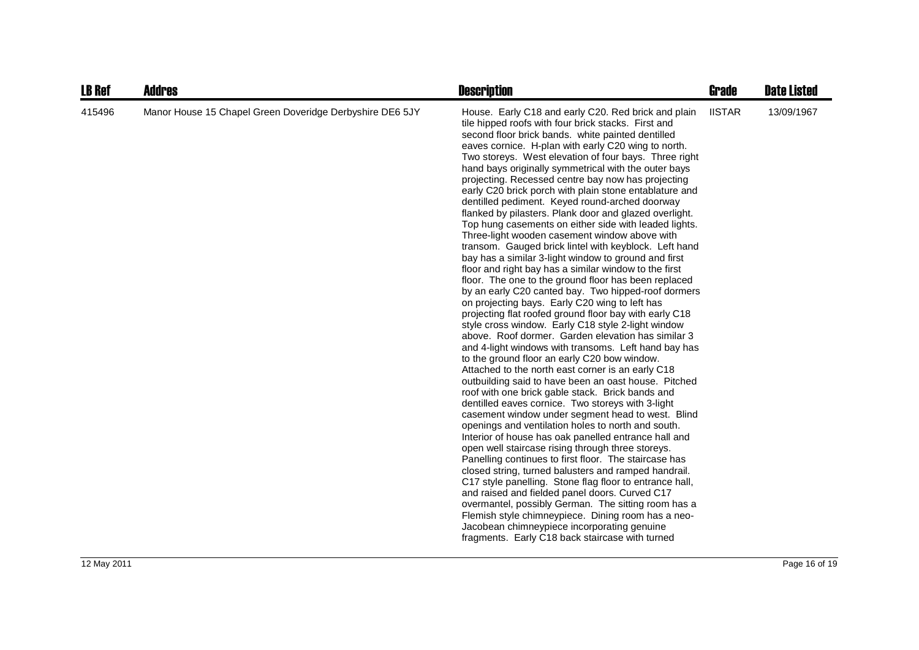| LB Ref | Addres | Description | Grade | Date Listed |
|---|---|---|---|---|
| 415496 | Manor House 15 Chapel Green Doveridge Derbyshire DE6 5JY | House. Early C18 and early C20. Red brick and plain tile hipped roofs with four brick stacks. First and second floor brick bands. white painted dentilled eaves cornice. H-plan with early C20 wing to north. Two storeys. West elevation of four bays. Three right hand bays originally symmetrical with the outer bays projecting. Recessed centre bay now has projecting early C20 brick porch with plain stone entablature and dentilled pediment. Keyed round-arched doorway flanked by pilasters. Plank door and glazed overlight. Top hung casements on either side with leaded lights. Three-light wooden casement window above with transom. Gauged brick lintel with keyblock. Left hand bay has a similar 3-light window to ground and first floor and right bay has a similar window to the first floor. The one to the ground floor has been replaced by an early C20 canted bay. Two hipped-roof dormers on projecting bays. Early C20 wing to left has projecting flat roofed ground floor bay with early C18 style cross window. Early C18 style 2-light window above. Roof dormer. Garden elevation has similar 3 and 4-light windows with transoms. Left hand bay has to the ground floor an early C20 bow window. Attached to the north east corner is an early C18 outbuilding said to have been an oast house. Pitched roof with one brick gable stack. Brick bands and dentilled eaves cornice. Two storeys with 3-light casement window under segment head to west. Blind openings and ventilation holes to north and south. Interior of house has oak panelled entrance hall and open well staircase rising through three storeys. Panelling continues to first floor. The staircase has closed string, turned balusters and ramped handrail. C17 style panelling. Stone flag floor to entrance hall, and raised and fielded panel doors. Curved C17 overmantel, possibly German. The sitting room has a Flemish style chimneypiece. Dining room has a neo-Jacobean chimneypiece incorporating genuine fragments. Early C18 back staircase with turned | IISTAR | 13/09/1967 |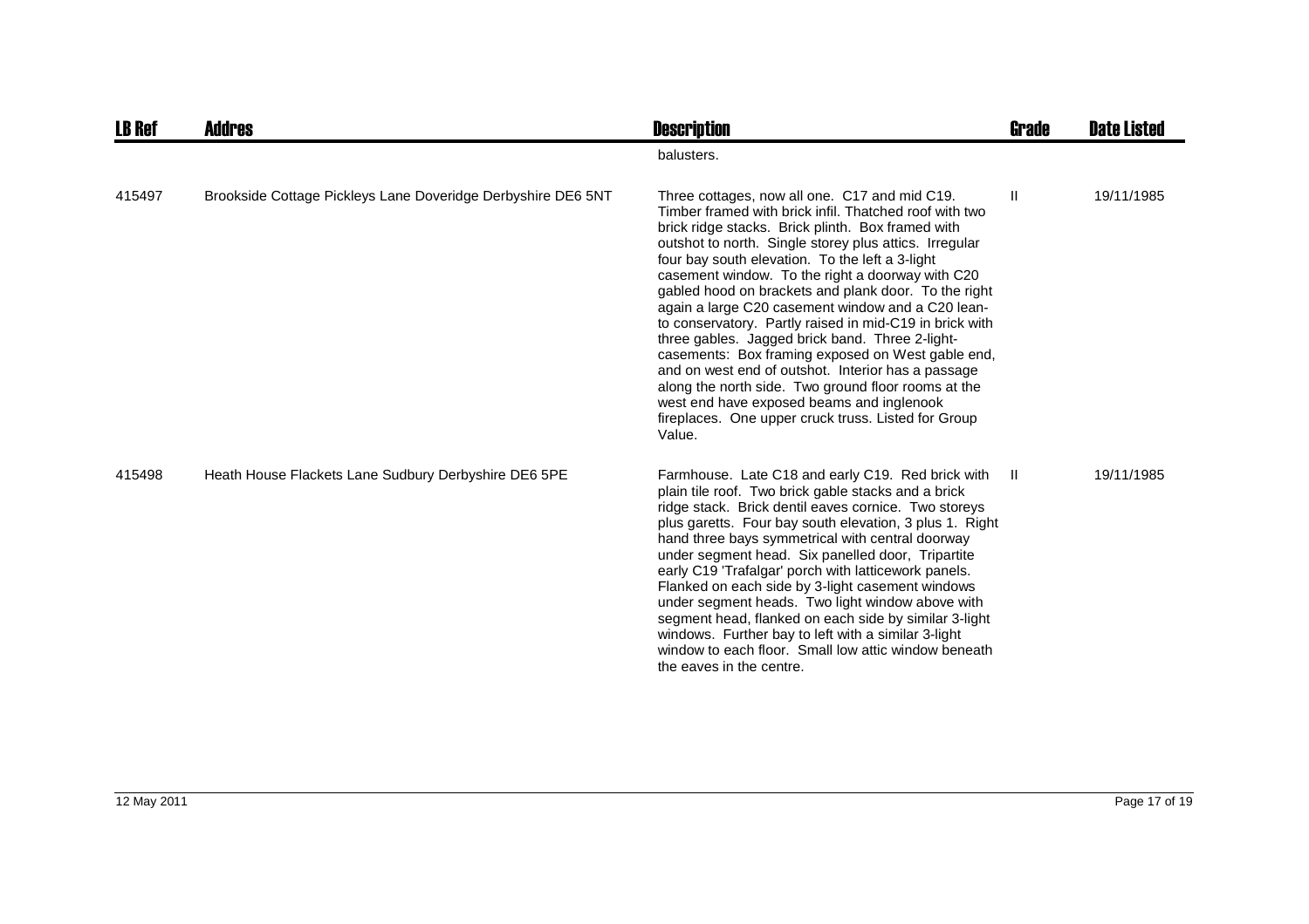| LB Ref | Addres | Description | Grade | Date Listed |
|---|---|---|---|---|
| | | balusters. | | |
| 415497 | Brookside Cottage Pickleys Lane Doveridge Derbyshire DE6 5NT | Three cottages, now all one. C17 and mid C19. Timber framed with brick infil. Thatched roof with two brick ridge stacks. Brick plinth. Box framed with outshot to north. Single storey plus attics. Irregular four bay south elevation. To the left a 3-light casement window. To the right a doorway with C20 gabled hood on brackets and plank door. To the right again a large C20 casement window and a C20 lean-to conservatory. Partly raised in mid-C19 in brick with three gables. Jagged brick band. Three 2-light-casements: Box framing exposed on West gable end, and on west end of outshot. Interior has a passage along the north side. Two ground floor rooms at the west end have exposed beams and inglenook fireplaces. One upper cruck truss. Listed for Group Value. | II | 19/11/1985 |
| 415498 | Heath House Flackets Lane Sudbury Derbyshire DE6 5PE | Farmhouse. Late C18 and early C19. Red brick with plain tile roof. Two brick gable stacks and a brick ridge stack. Brick dentil eaves cornice. Two storeys plus garetts. Four bay south elevation, 3 plus 1. Right hand three bays symmetrical with central doorway under segment head. Six panelled door, Tripartite early C19 'Trafalgar' porch with latticework panels. Flanked on each side by 3-light casement windows under segment heads. Two light window above with segment head, flanked on each side by similar 3-light windows. Further bay to left with a similar 3-light window to each floor. Small low attic window beneath the eaves in the centre. | II | 19/11/1985 |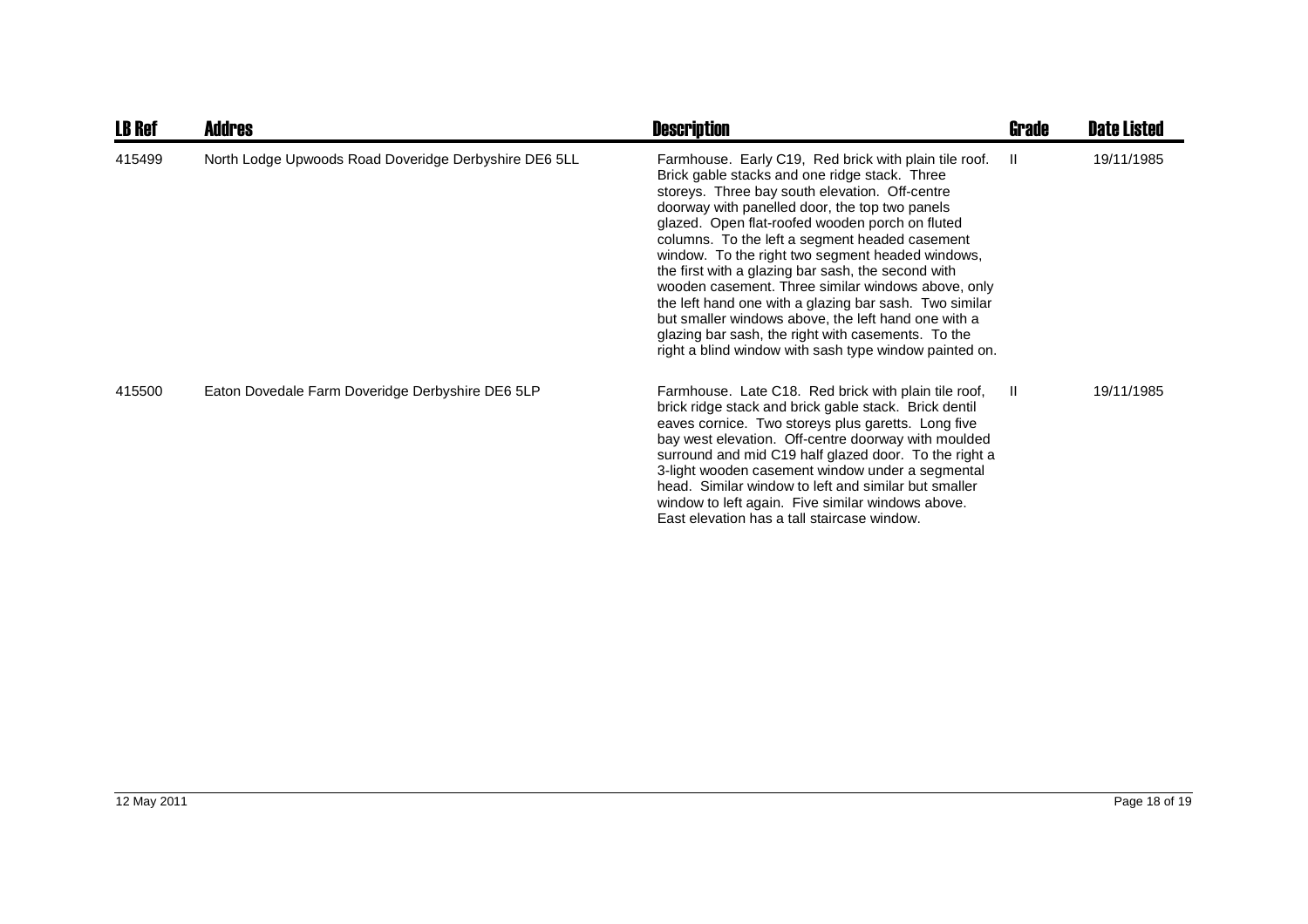| LB Ref | Addres | Description | Grade | Date Listed |
|---|---|---|---|---|
| 415499 | North Lodge Upwoods Road Doveridge Derbyshire DE6 5LL | Farmhouse. Early C19, Red brick with plain tile roof. Brick gable stacks and one ridge stack. Three storeys. Three bay south elevation. Off-centre doorway with panelled door, the top two panels glazed. Open flat-roofed wooden porch on fluted columns. To the left a segment headed casement window. To the right two segment headed windows, the first with a glazing bar sash, the second with wooden casement. Three similar windows above, only the left hand one with a glazing bar sash. Two similar but smaller windows above, the left hand one with a glazing bar sash, the right with casements. To the right a blind window with sash type window painted on. | II | 19/11/1985 |
| 415500 | Eaton Dovedale Farm Doveridge Derbyshire DE6 5LP | Farmhouse. Late C18. Red brick with plain tile roof, brick ridge stack and brick gable stack. Brick dentil eaves cornice. Two storeys plus garetts. Long five bay west elevation. Off-centre doorway with moulded surround and mid C19 half glazed door. To the right a 3-light wooden casement window under a segmental head. Similar window to left and similar but smaller window to left again. Five similar windows above. East elevation has a tall staircase window. | II | 19/11/1985 |

12 May 2011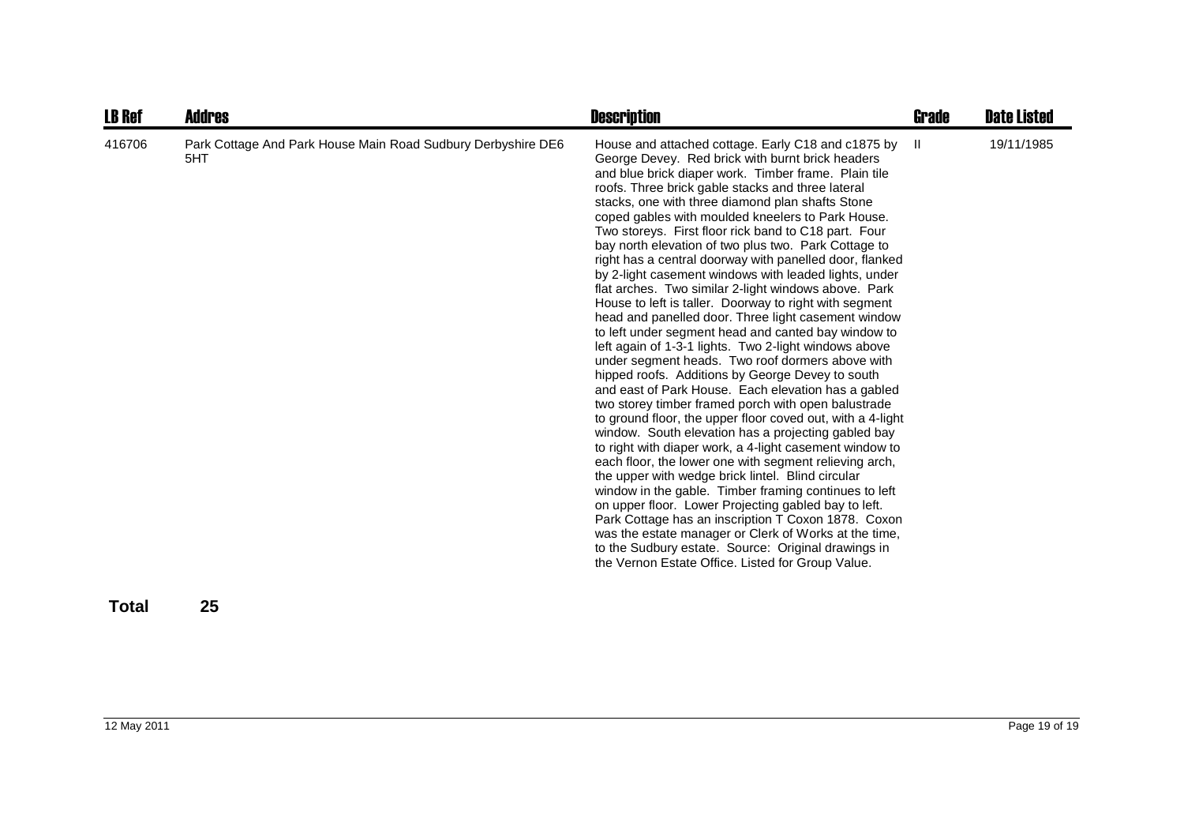| LB Ref | Addres | Description | Grade | Date Listed |
|---|---|---|---|---|
| 416706 | Park Cottage And Park House Main Road Sudbury Derbyshire DE6 5HT | House and attached cottage. Early C18 and c1875 by George Devey. Red brick with burnt brick headers and blue brick diaper work. Timber frame. Plain tile roofs. Three brick gable stacks and three lateral stacks, one with three diamond plan shafts Stone coped gables with moulded kneelers to Park House. Two storeys. First floor rick band to C18 part. Four bay north elevation of two plus two. Park Cottage to right has a central doorway with panelled door, flanked by 2-light casement windows with leaded lights, under flat arches. Two similar 2-light windows above. Park House to left is taller. Doorway to right with segment head and panelled door. Three light casement window to left under segment head and canted bay window to left again of 1-3-1 lights. Two 2-light windows above under segment heads. Two roof dormers above with hipped roofs. Additions by George Devey to south and east of Park House. Each elevation has a gabled two storey timber framed porch with open balustrade to ground floor, the upper floor coved out, with a 4-light window. South elevation has a projecting gabled bay to right with diaper work, a 4-light casement window to each floor, the lower one with segment relieving arch, the upper with wedge brick lintel. Blind circular window in the gable. Timber framing continues to left on upper floor. Lower Projecting gabled bay to left. Park Cottage has an inscription T Coxon 1878. Coxon was the estate manager or Clerk of Works at the time, to the Sudbury estate. Source: Original drawings in the Vernon Estate Office. Listed for Group Value. | II | 19/11/1985 |

**Total** 25